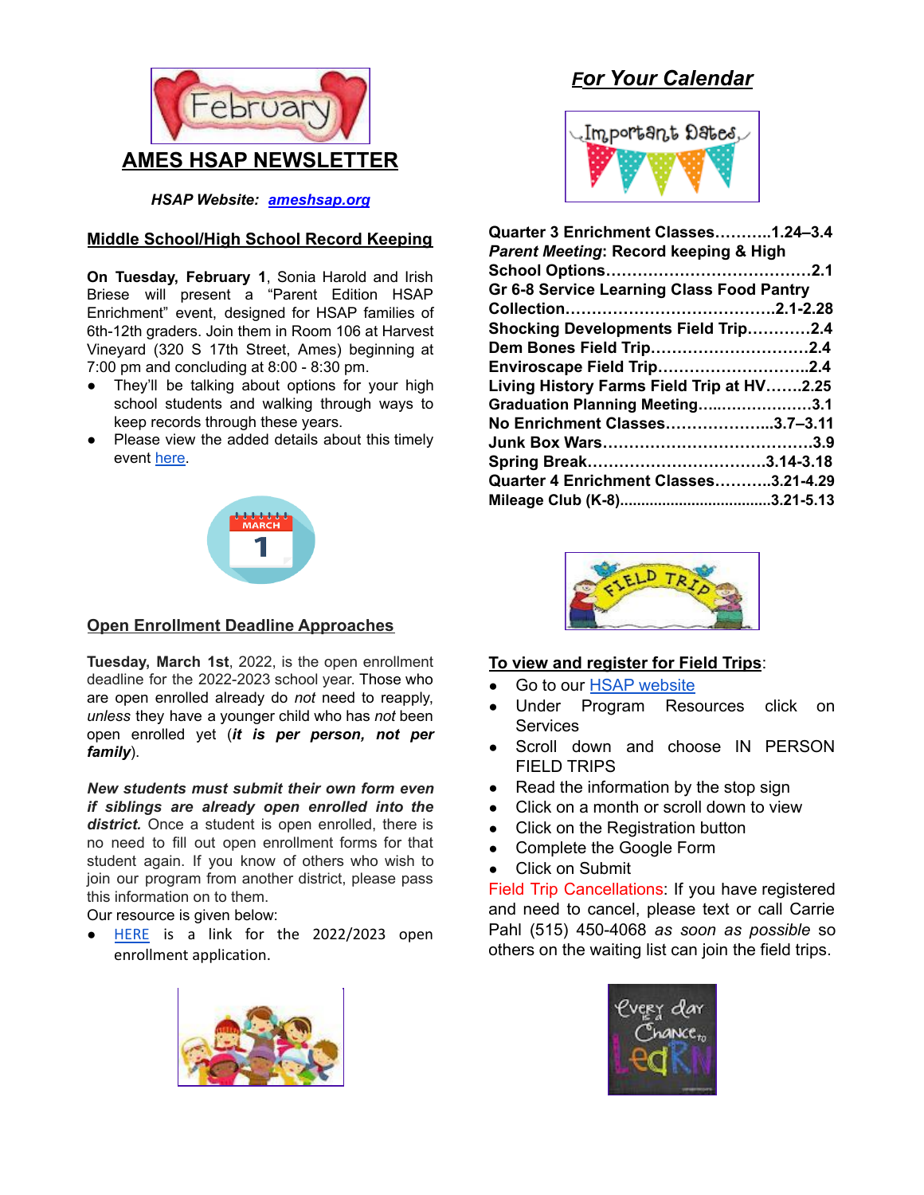# AMES HSAP NEWSLETTER

***HSAP Website: ameshsap.org***

## Middle School/High School Record Keeping

**On Tuesday, February 1**, Sonia Harold and Irish Briese will present a "Parent Edition HSAP Enrichment" event, designed for HSAP families of 6th-12th graders. Join them in Room 106 at Harvest Vineyard (320 S 17th Street, Ames) beginning at 7:00 pm and concluding at 8:00 - 8:30 pm.

- They'll be talking about options for your high school students and walking through ways to keep records through these years.
- Please view the added details about this timely event here.

## Open Enrollment Deadline Approaches

**Tuesday, March 1st**, 2022, is the open enrollment deadline for the 2022-2023 school year. Those who are open enrolled already do *not* need to reapply, *unless* they have a younger child who has *not* been open enrolled yet (***it is per person, not per family***).

***New students must submit their own form even if siblings are already open enrolled into the district.*** Once a student is open enrolled, there is no need to fill out open enrollment forms for that student again. If you know of others who wish to join our program from another district, please pass this information on to them.

Our resource is given below:

- HERE is a link for the 2022/2023 open enrollment application.

## *For Your Calendar*

**Quarter 3 Enrichment Classes………..1.24–3.4**
***Parent Meeting*: Record keeping & High School Options……………………………….2.1**
**Gr 6-8 Service Learning Class Food Pantry Collection………………………………….2.1-2.28**
**Shocking Developments Field Trip…………2.4**
**Dem Bones Field Trip…………………………2.4**
**Enviroscape Field Trip………………………..2.4**
**Living History Farms Field Trip at HV…….2.25**
**Graduation Planning Meeting…...………………3.1**
**No Enrichment Classes………………...3.7–3.11**
**Junk Box Wars………………………………….3.9**
**Spring Break……………………………3.14-3.18**
**Quarter 4 Enrichment Classes………..3.21-4.29**
**Mileage Club (K-8)...................................3.21-5.13**

## To view and register for Field Trips:

- Go to our HSAP website
- Under Program Resources click on Services
- Scroll down and choose IN PERSON FIELD TRIPS
- Read the information by the stop sign
- Click on a month or scroll down to view
- Click on the Registration button
- Complete the Google Form
- Click on Submit

Field Trip Cancellations: If you have registered and need to cancel, please text or call Carrie Pahl (515) 450-4068 *as soon as possible* so others on the waiting list can join the field trips.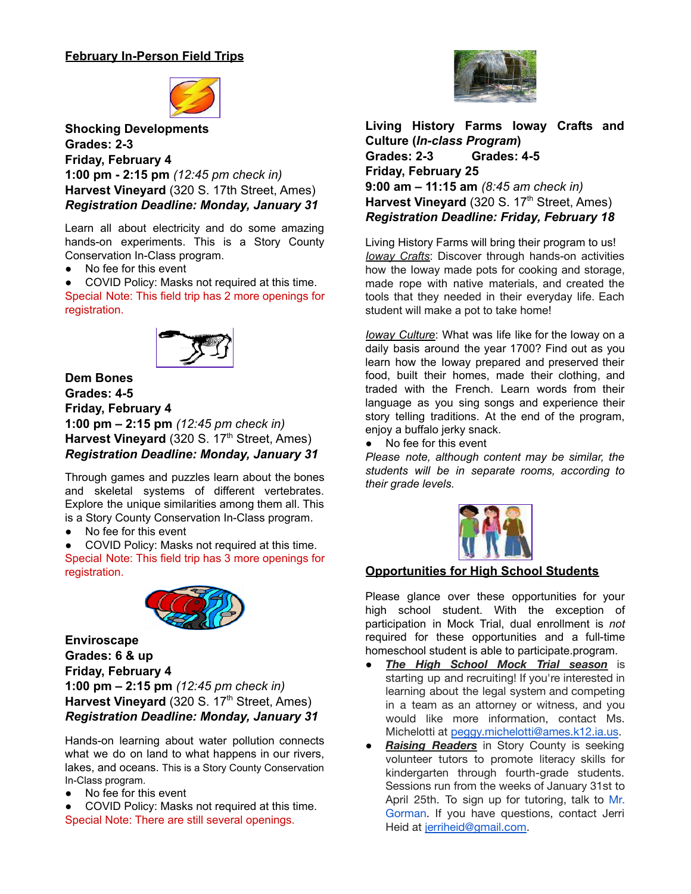## February In-Person Field Trips

**Shocking Developments**
**Grades: 2-3**
**Friday, February 4**
**1:00 pm - 2:15 pm** *(12:45 pm check in)*
**Harvest Vineyard** (320 S. 17th Street, Ames)
***Registration Deadline: Monday, January 31***

Learn all about electricity and do some amazing hands-on experiments. This is a Story County Conservation In-Class program.

- No fee for this event
- COVID Policy: Masks not required at this time.

Special Note: This field trip has 2 more openings for registration.

**Dem Bones**
**Grades: 4-5**
**Friday, February 4**
**1:00 pm – 2:15 pm** *(12:45 pm check in)*
**Harvest Vineyard** (320 S. 17th Street, Ames)
***Registration Deadline: Monday, January 31***

Through games and puzzles learn about the bones and skeletal systems of different vertebrates. Explore the unique similarities among them all. This is a Story County Conservation In-Class program.

- No fee for this event
- COVID Policy: Masks not required at this time.

Special Note: This field trip has 3 more openings for registration.

**Enviroscape**
**Grades: 6 & up**
**Friday, February 4**
**1:00 pm – 2:15 pm** *(12:45 pm check in)*
**Harvest Vineyard** (320 S. 17th Street, Ames)
***Registration Deadline: Monday, January 31***

Hands-on learning about water pollution connects what we do on land to what happens in our rivers, lakes, and oceans. This is a Story County Conservation In-Class program.

- No fee for this event
- COVID Policy: Masks not required at this time.

Special Note: There are still several openings.

**Living History Farms Ioway Crafts and Culture (*In-class Program*)**
**Grades: 2-3 Grades: 4-5**
**Friday, February 25**
**9:00 am – 11:15 am** *(8:45 am check in)*
**Harvest Vineyard** (320 S. 17th Street, Ames)
***Registration Deadline: Friday, February 18***

Living History Farms will bring their program to us!
*Ioway Crafts*: Discover through hands-on activities how the Ioway made pots for cooking and storage, made rope with native materials, and created the tools that they needed in their everyday life. Each student will make a pot to take home!

*Ioway Culture*: What was life like for the Ioway on a daily basis around the year 1700? Find out as you learn how the Ioway prepared and preserved their food, built their homes, made their clothing, and traded with the French. Learn words from their language as you sing songs and experience their story telling traditions. At the end of the program, enjoy a buffalo jerky snack.

- No fee for this event

*Please note, although content may be similar, the students will be in separate rooms, according to their grade levels.*

## Opportunities for High School Students

Please glance over these opportunities for your high school student. With the exception of participation in Mock Trial, dual enrollment is *not* required for these opportunities and a full-time homeschool student is able to participate.program.

- ***The High School Mock Trial season*** is starting up and recruiting! If you're interested in learning about the legal system and competing in a team as an attorney or witness, and you would like more information, contact Ms. Michelotti at peggy.michelotti@ames.k12.ia.us.
- ***Raising Readers*** in Story County is seeking volunteer tutors to promote literacy skills for kindergarten through fourth-grade students. Sessions run from the weeks of January 31st to April 25th. To sign up for tutoring, talk to Mr. Gorman. If you have questions, contact Jerri Heid at jerriheid@gmail.com.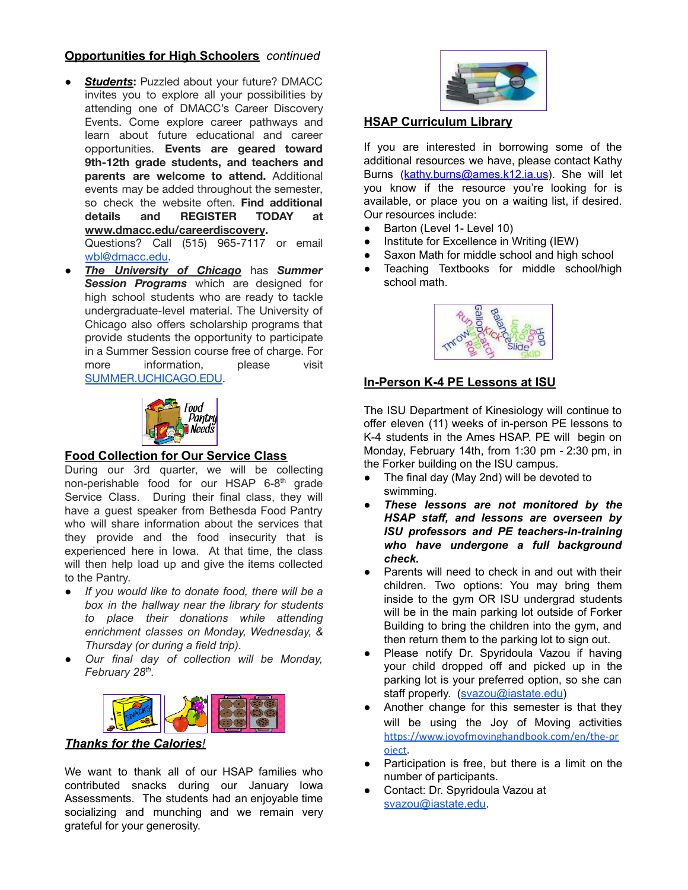## Opportunities for High Schoolers *continued*

- ***Students***: Puzzled about your future? DMACC invites you to explore all your possibilities by attending one of DMACC's Career Discovery Events. Come explore career pathways and learn about future educational and career opportunities. **Events are geared toward 9th-12th grade students, and teachers and parents are welcome to attend.** Additional events may be added throughout the semester, so check the website often. **Find additional details and REGISTER TODAY at www.dmacc.edu/careerdiscovery.** Questions? Call (515) 965-7117 or email wbl@dmacc.edu.
- ***The University of Chicago*** has ***Summer Session Programs*** which are designed for high school students who are ready to tackle undergraduate-level material. The University of Chicago also offers scholarship programs that provide students the opportunity to participate in a Summer Session course free of charge. For more information, please visit SUMMER.UCHICAGO.EDU.

## Food Collection for Our Service Class

During our 3rd quarter, we will be collecting non-perishable food for our HSAP 6-8th grade Service Class. During their final class, they will have a guest speaker from Bethesda Food Pantry who will share information about the services that they provide and the food insecurity that is experienced here in Iowa. At that time, the class will then help load up and give the items collected to the Pantry.

- *If you would like to donate food, there will be a box in the hallway near the library for students to place their donations while attending enrichment classes on Monday, Wednesday, & Thursday (or during a field trip).*
- *Our final day of collection will be Monday, February 28th.*

## ***Thanks for the Calories!***

We want to thank all of our HSAP families who contributed snacks during our January Iowa Assessments. The students had an enjoyable time socializing and munching and we remain very grateful for your generosity.

## HSAP Curriculum Library

If you are interested in borrowing some of the additional resources we have, please contact Kathy Burns (kathy.burns@ames.k12.ia.us). She will let you know if the resource you're looking for is available, or place you on a waiting list, if desired. Our resources include:

- Barton (Level 1- Level 10)
- Institute for Excellence in Writing (IEW)
- Saxon Math for middle school and high school
- Teaching Textbooks for middle school/high school math.

## In-Person K-4 PE Lessons at ISU

The ISU Department of Kinesiology will continue to offer eleven (11) weeks of in-person PE lessons to K-4 students in the Ames HSAP. PE will begin on Monday, February 14th, from 1:30 pm - 2:30 pm, in the Forker building on the ISU campus.

- The final day (May 2nd) will be devoted to swimming.
- ***These lessons are not monitored by the HSAP staff, and lessons are overseen by ISU professors and PE teachers-in-training who have undergone a full background check.***
- Parents will need to check in and out with their children. Two options: You may bring them inside to the gym OR ISU undergrad students will be in the main parking lot outside of Forker Building to bring the children into the gym, and then return them to the parking lot to sign out.
- Please notify Dr. Spyridoula Vazou if having your child dropped off and picked up in the parking lot is your preferred option, so she can staff properly. (svazou@iastate.edu)
- Another change for this semester is that they will be using the Joy of Moving activities https://www.joyofmovinghandbook.com/en/the-project.
- Participation is free, but there is a limit on the number of participants.
- Contact: Dr. Spyridoula Vazou at svazou@iastate.edu.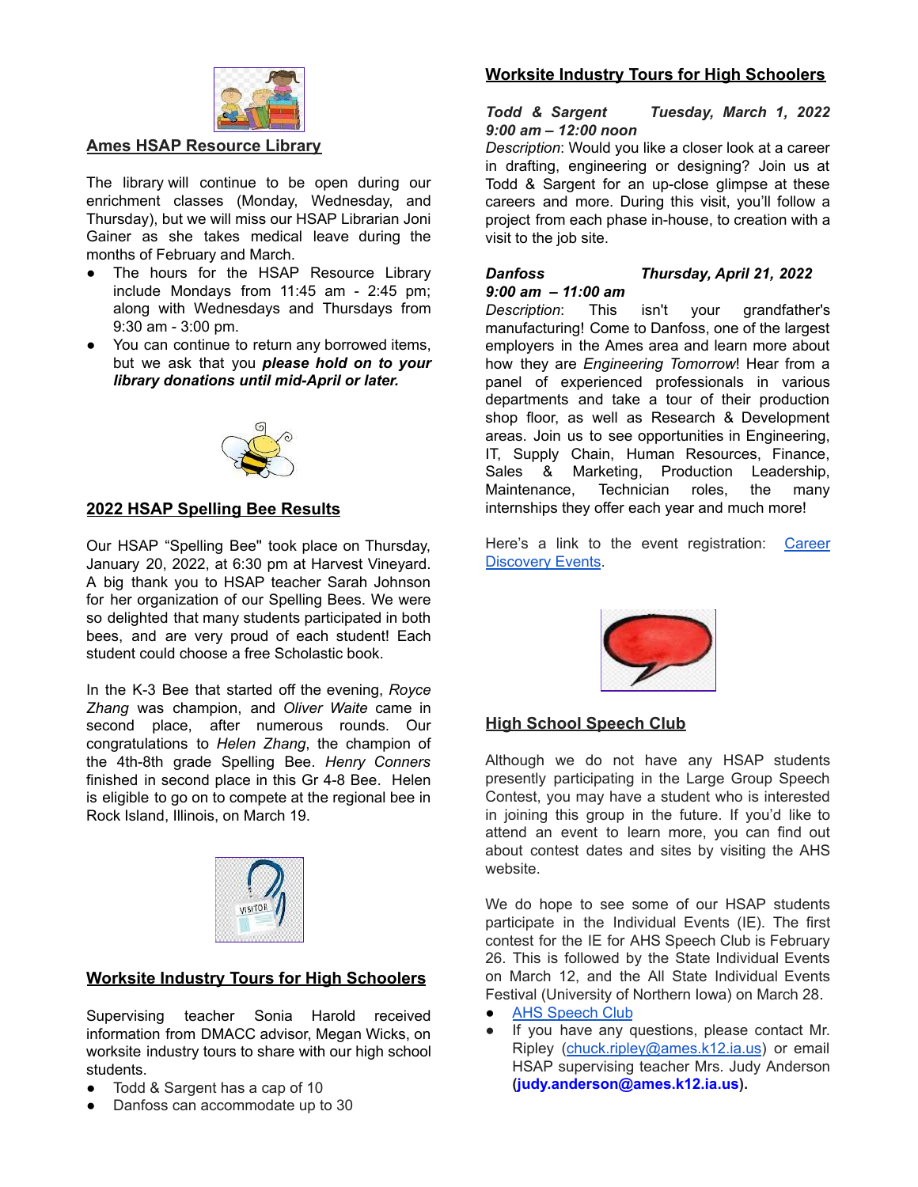## Ames HSAP Resource Library

The library will continue to be open during our enrichment classes (Monday, Wednesday, and Thursday), but we will miss our HSAP Librarian Joni Gainer as she takes medical leave during the months of February and March.

- The hours for the HSAP Resource Library include Mondays from 11:45 am - 2:45 pm; along with Wednesdays and Thursdays from 9:30 am - 3:00 pm.
- You can continue to return any borrowed items, but we ask that you ***please hold on to your library donations until mid-April or later.***

## 2022 HSAP Spelling Bee Results

Our HSAP "Spelling Bee" took place on Thursday, January 20, 2022, at 6:30 pm at Harvest Vineyard. A big thank you to HSAP teacher Sarah Johnson for her organization of our Spelling Bees. We were so delighted that many students participated in both bees, and are very proud of each student! Each student could choose a free Scholastic book.

In the K-3 Bee that started off the evening, *Royce Zhang* was champion, and *Oliver Waite* came in second place, after numerous rounds. Our congratulations to *Helen Zhang*, the champion of the 4th-8th grade Spelling Bee. *Henry Conners* finished in second place in this Gr 4-8 Bee. Helen is eligible to go on to compete at the regional bee in Rock Island, Illinois, on March 19.

## Worksite Industry Tours for High Schoolers

Supervising teacher Sonia Harold received information from DMACC advisor, Megan Wicks, on worksite industry tours to share with our high school students.

- Todd & Sargent has a cap of 10
- Danfoss can accommodate up to 30

## Worksite Industry Tours for High Schoolers

***Todd & Sargent*** ***Tuesday, March 1, 2022***
***9:00 am – 12:00 noon***

*Description*: Would you like a closer look at a career in drafting, engineering or designing? Join us at Todd & Sargent for an up-close glimpse at these careers and more. During this visit, you'll follow a project from each phase in-house, to creation with a visit to the job site.

***Danfoss*** ***Thursday, April 21, 2022***
***9:00 am – 11:00 am***

*Description*: This isn't your grandfather's manufacturing! Come to Danfoss, one of the largest employers in the Ames area and learn more about how they are *Engineering Tomorrow*! Hear from a panel of experienced professionals in various departments and take a tour of their production shop floor, as well as Research & Development areas. Join us to see opportunities in Engineering, IT, Supply Chain, Human Resources, Finance, Sales & Marketing, Production Leadership, Maintenance, Technician roles, the many internships they offer each year and much more!

Here's a link to the event registration: Career Discovery Events.

## High School Speech Club

Although we do not have any HSAP students presently participating in the Large Group Speech Contest, you may have a student who is interested in joining this group in the future. If you'd like to attend an event to learn more, you can find out about contest dates and sites by visiting the AHS website.

We do hope to see some of our HSAP students participate in the Individual Events (IE). The first contest for the IE for AHS Speech Club is February 26. This is followed by the State Individual Events on March 12, and the All State Individual Events Festival (University of Northern Iowa) on March 28.

- AHS Speech Club
- If you have any questions, please contact Mr. Ripley (chuck.ripley@ames.k12.ia.us) or email HSAP supervising teacher Mrs. Judy Anderson **(judy.anderson@ames.k12.ia.us).**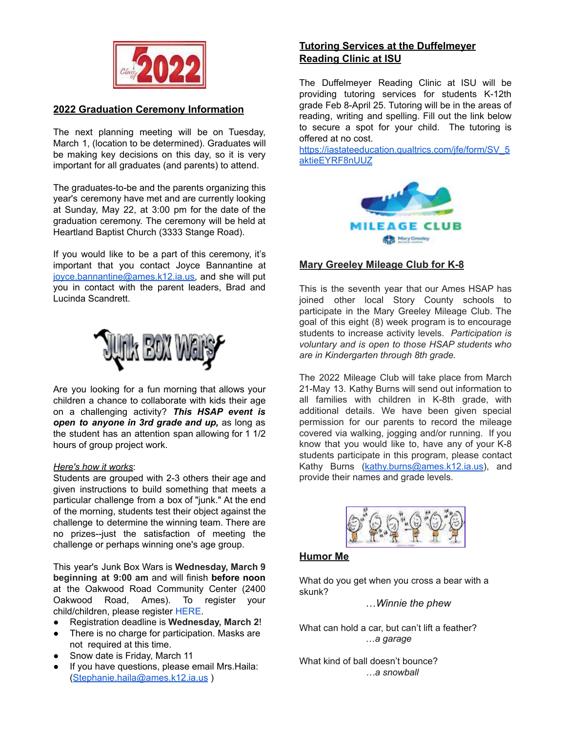## 2022 Graduation Ceremony Information

The next planning meeting will be on Tuesday, March 1, (location to be determined). Graduates will be making key decisions on this day, so it is very important for all graduates (and parents) to attend.

The graduates-to-be and the parents organizing this year's ceremony have met and are currently looking at Sunday, May 22, at 3:00 pm for the date of the graduation ceremony. The ceremony will be held at Heartland Baptist Church (3333 Stange Road).

If you would like to be a part of this ceremony, it's important that you contact Joyce Bannantine at joyce.bannantine@ames.k12.ia.us, and she will put you in contact with the parent leaders, Brad and Lucinda Scandrett.

Are you looking for a fun morning that allows your children a chance to collaborate with kids their age on a challenging activity? ***This HSAP event is open to anyone in 3rd grade and up,*** as long as the student has an attention span allowing for 1 1/2 hours of group project work.

*Here's how it works*:
Students are grouped with 2-3 others their age and given instructions to build something that meets a particular challenge from a box of "junk." At the end of the morning, students test their object against the challenge to determine the winning team. There are no prizes--just the satisfaction of meeting the challenge or perhaps winning one's age group.

This year's Junk Box Wars is **Wednesday, March 9 beginning at 9:00 am** and will finish **before noon** at the Oakwood Road Community Center (2400 Oakwood Road, Ames). To register your child/children, please register HERE.

- Registration deadline is **Wednesday, March 2**!
- There is no charge for participation. Masks are not required at this time.
- Snow date is Friday, March 11
- If you have questions, please email Mrs.Haila: (Stephanie.haila@ames.k12.ia.us )

## Tutoring Services at the Duffelmeyer Reading Clinic at ISU

The Duffelmeyer Reading Clinic at ISU will be providing tutoring services for students K-12th grade Feb 8-April 25. Tutoring will be in the areas of reading, writing and spelling. Fill out the link below to secure a spot for your child. The tutoring is offered at no cost.
https://iastateeducation.qualtrics.com/jfe/form/SV_5aktieEYRF8nUUZ

## Mary Greeley Mileage Club for K-8

This is the seventh year that our Ames HSAP has joined other local Story County schools to participate in the Mary Greeley Mileage Club. The goal of this eight (8) week program is to encourage students to increase activity levels. *Participation is voluntary and is open to those HSAP students who are in Kindergarten through 8th grade.*

The 2022 Mileage Club will take place from March 21-May 13. Kathy Burns will send out information to all families with children in K-8th grade, with additional details. We have been given special permission for our parents to record the mileage covered via walking, jogging and/or running. If you know that you would like to, have any of your K-8 students participate in this program, please contact Kathy Burns (kathy.burns@ames.k12.ia.us), and provide their names and grade levels.

## Humor Me

What do you get when you cross a bear with a skunk?
*…Winnie the phew*

What can hold a car, but can't lift a feather?
*…a garage*

What kind of ball doesn't bounce?
*…a snowball*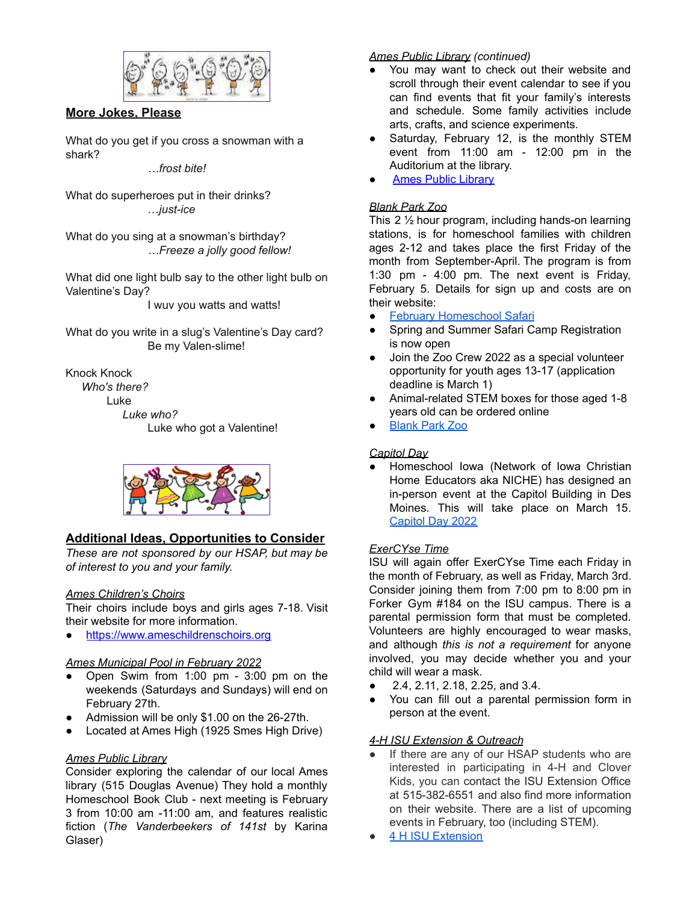## More Jokes, Please

What do you get if you cross a snowman with a shark?

*…frost bite!*

What do superheroes put in their drinks?

*…just-ice*

What do you sing at a snowman's birthday?

*…Freeze a jolly good fellow!*

What did one light bulb say to the other light bulb on Valentine's Day?

I wuv you watts and watts!

What do you write in a slug's Valentine's Day card?

Be my Valen-slime!

Knock Knock

*Who's there?*

Luke

*Luke who?*

Luke who got a Valentine!

## Additional Ideas, Opportunities to Consider

*These are not sponsored by our HSAP, but may be of interest to you and your family.*

*Ames Children's Choirs*

Their choirs include boys and girls ages 7-18. Visit their website for more information.

- https://www.ameschildrenschoirs.org

*Ames Municipal Pool in February 2022*

- Open Swim from 1:00 pm - 3:00 pm on the weekends (Saturdays and Sundays) will end on February 27th.
- Admission will be only $1.00 on the 26-27th.
- Located at Ames High (1925 Smes High Drive)

*Ames Public Library*

Consider exploring the calendar of our local Ames library (515 Douglas Avenue) They hold a monthly Homeschool Book Club - next meeting is February 3 from 10:00 am -11:00 am, and features realistic fiction (*The Vanderbeekers of 141st* by Karina Glaser)

*Ames Public Library (continued)*

- You may want to check out their website and scroll through their event calendar to see if you can find events that fit your family's interests and schedule. Some family activities include arts, crafts, and science experiments.
- Saturday, February 12, is the monthly STEM event from 11:00 am - 12:00 pm in the Auditorium at the library.
- Ames Public Library

*Blank Park Zoo*

This 2 ½ hour program, including hands-on learning stations, is for homeschool families with children ages 2-12 and takes place the first Friday of the month from September-April. The program is from 1:30 pm - 4:00 pm. The next event is Friday, February 5. Details for sign up and costs are on their website:

- February Homeschool Safari
- Spring and Summer Safari Camp Registration is now open
- Join the Zoo Crew 2022 as a special volunteer opportunity for youth ages 13-17 (application deadline is March 1)
- Animal-related STEM boxes for those aged 1-8 years old can be ordered online
- Blank Park Zoo

*Capitol Day*

- Homeschool Iowa (Network of Iowa Christian Home Educators aka NICHE) has designed an in-person event at the Capitol Building in Des Moines. This will take place on March 15. Capitol Day 2022

*ExerCYse Time*

ISU will again offer ExerCYse Time each Friday in the month of February, as well as Friday, March 3rd. Consider joining them from 7:00 pm to 8:00 pm in Forker Gym #184 on the ISU campus. There is a parental permission form that must be completed. Volunteers are highly encouraged to wear masks, and although *this is not a requirement* for anyone involved, you may decide whether you and your child will wear a mask.

- 2.4, 2.11, 2.18, 2.25, and 3.4.
- You can fill out a parental permission form in person at the event.

*4-H ISU Extension & Outreach*

- If there are any of our HSAP students who are interested in participating in 4-H and Clover Kids, you can contact the ISU Extension Office at 515-382-6551 and also find more information on their website. There are a list of upcoming events in February, too (including STEM).
- 4 H ISU Extension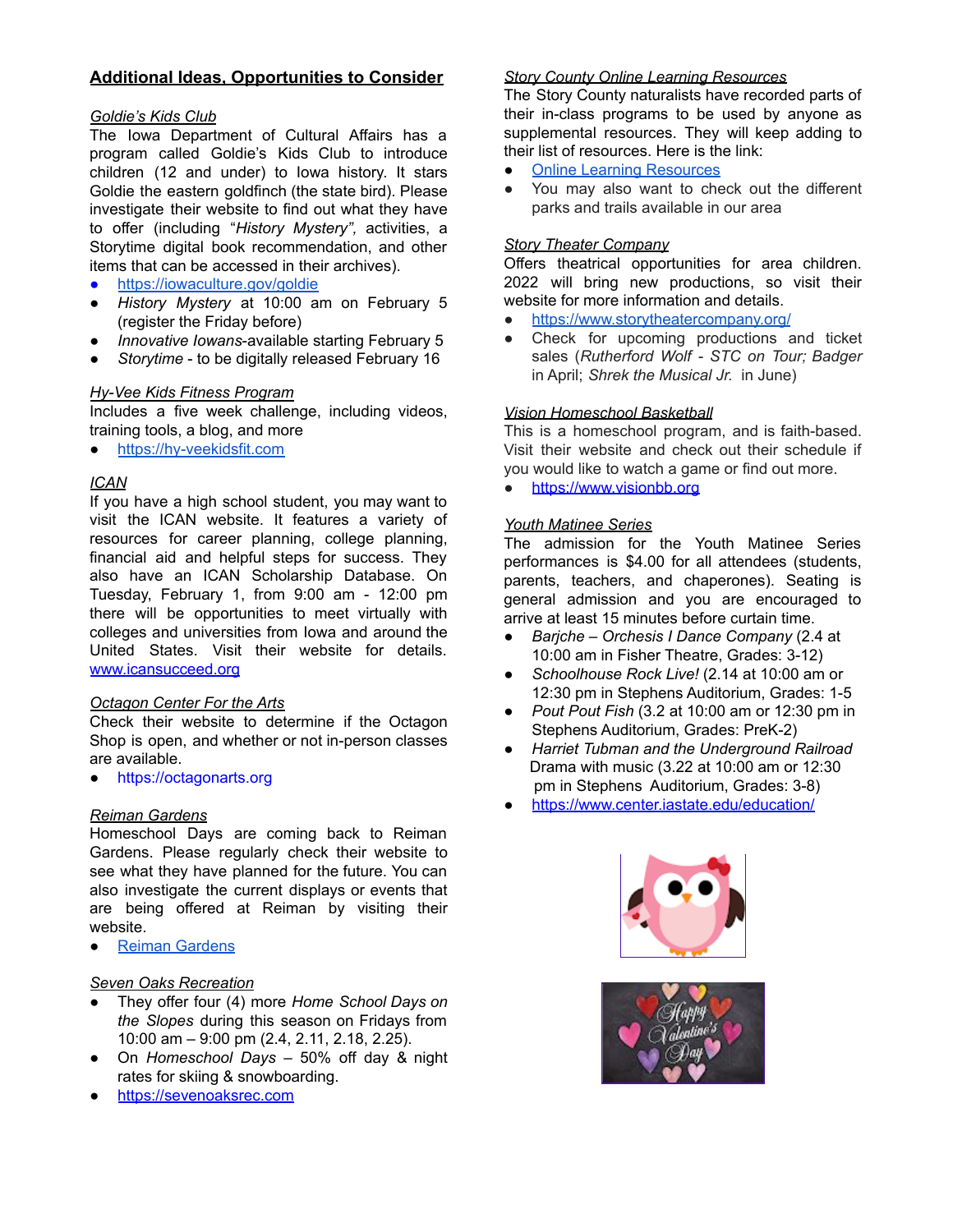## Additional Ideas, Opportunities to Consider

*Goldie's Kids Club*

The Iowa Department of Cultural Affairs has a program called Goldie's Kids Club to introduce children (12 and under) to Iowa history. It stars Goldie the eastern goldfinch (the state bird). Please investigate their website to find out what they have to offer (including "*History Mystery*", activities, a Storytime digital book recommendation, and other items that can be accessed in their archives).

- https://iowaculture.gov/goldie
- *History Mystery* at 10:00 am on February 5 (register the Friday before)
- *Innovative Iowans*-available starting February 5
- *Storytime* - to be digitally released February 16

*Hy-Vee Kids Fitness Program*

Includes a five week challenge, including videos, training tools, a blog, and more

- https://hy-veekidsfit.com

*ICAN*

If you have a high school student, you may want to visit the ICAN website. It features a variety of resources for career planning, college planning, financial aid and helpful steps for success. They also have an ICAN Scholarship Database. On Tuesday, February 1, from 9:00 am - 12:00 pm there will be opportunities to meet virtually with colleges and universities from Iowa and around the United States. Visit their website for details. www.icansucceed.org

*Octagon Center For the Arts*

Check their website to determine if the Octagon Shop is open, and whether or not in-person classes are available.

- https://octagonarts.org

*Reiman Gardens*

Homeschool Days are coming back to Reiman Gardens. Please regularly check their website to see what they have planned for the future. You can also investigate the current displays or events that are being offered at Reiman by visiting their website.

- Reiman Gardens

*Seven Oaks Recreation*

- They offer four (4) more *Home School Days on the Slopes* during this season on Fridays from 10:00 am – 9:00 pm (2.4, 2.11, 2.18, 2.25).
- On *Homeschool Days* – 50% off day & night rates for skiing & snowboarding.
- https://sevenoaksrec.com

*Story County Online Learning Resources*

The Story County naturalists have recorded parts of their in-class programs to be used by anyone as supplemental resources. They will keep adding to their list of resources. Here is the link:

- Online Learning Resources
- You may also want to check out the different parks and trails available in our area

*Story Theater Company*

Offers theatrical opportunities for area children. 2022 will bring new productions, so visit their website for more information and details.

- https://www.storytheatercompany.org/
- Check for upcoming productions and ticket sales (*Rutherford Wolf - STC on Tour; Badger* in April; *Shrek the Musical Jr.* in June)

*Vision Homeschool Basketball*

This is a homeschool program, and is faith-based. Visit their website and check out their schedule if you would like to watch a game or find out more.

- https://www.visionbb.org

*Youth Matinee Series*

The admission for the Youth Matinee Series performances is $4.00 for all attendees (students, parents, teachers, and chaperones). Seating is general admission and you are encouraged to arrive at least 15 minutes before curtain time.

- *Barjche – Orchesis I Dance Company* (2.4 at 10:00 am in Fisher Theatre, Grades: 3-12)
- *Schoolhouse Rock Live!* (2.14 at 10:00 am or 12:30 pm in Stephens Auditorium, Grades: 1-5
- *Pout Pout Fish* (3.2 at 10:00 am or 12:30 pm in Stephens Auditorium, Grades: PreK-2)
- *Harriet Tubman and the Underground Railroad* Drama with music (3.22 at 10:00 am or 12:30 pm in Stephens Auditorium, Grades: 3-8)
- https://www.center.iastate.edu/education/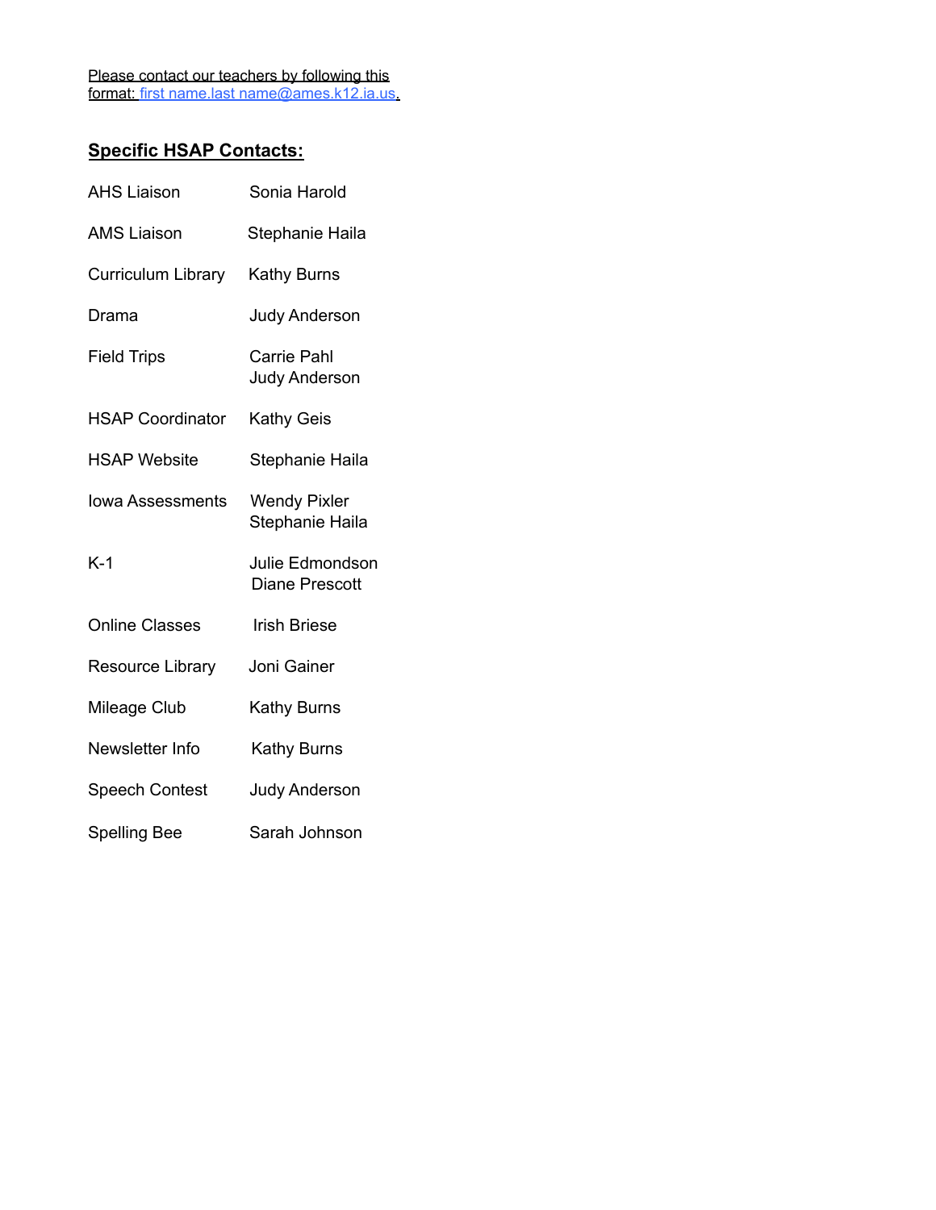Please contact our teachers by following this format: first name.last name@ames.k12.ia.us.

## Specific HSAP Contacts:

| | |
|---|---|
| AHS Liaison | Sonia Harold |
| AMS Liaison | Stephanie Haila |
| Curriculum Library | Kathy Burns |
| Drama | Judy Anderson |
| Field Trips | Carrie Pahl<br>Judy Anderson |
| HSAP Coordinator | Kathy Geis |
| HSAP Website | Stephanie Haila |
| Iowa Assessments | Wendy Pixler<br>Stephanie Haila |
| K-1 | Julie Edmondson<br>Diane Prescott |
| Online Classes | Irish Briese |
| Resource Library | Joni Gainer |
| Mileage Club | Kathy Burns |
| Newsletter Info | Kathy Burns |
| Speech Contest | Judy Anderson |
| Spelling Bee | Sarah Johnson |